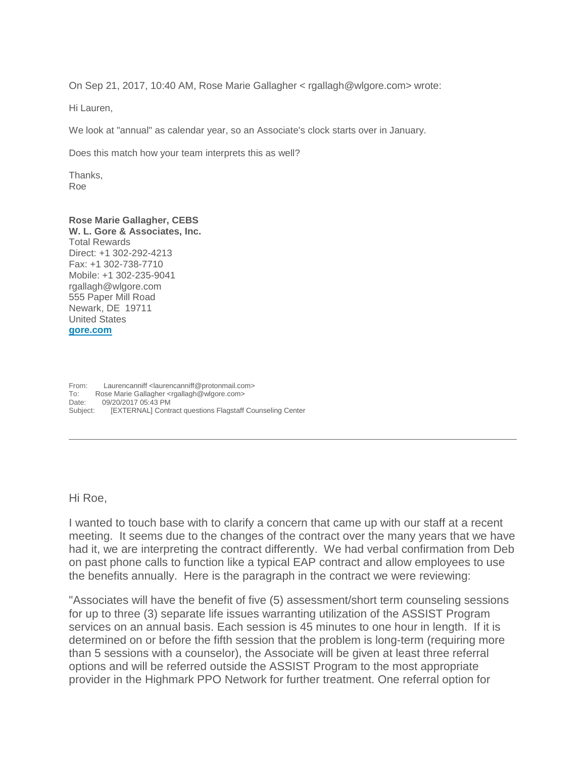On Sep 21, 2017, 10:40 AM, Rose Marie Gallagher < rgallagh@wlgore.com> wrote:

Hi Lauren,

We look at "annual" as calendar year, so an Associate's clock starts over in January.

Does this match how your team interprets this as well?

Thanks,
Roe

**Rose Marie Gallagher, CEBS**
**W. L. Gore & Associates, Inc.**
Total Rewards
Direct: +1 302-292-4213
Fax: +1 302-738-7710
Mobile: +1 302-235-9041
rgallagh@wlgore.com
555 Paper Mill Road
Newark, DE 19711
United States
**gore.com**

From: Laurencanniff <laurencanniff@protonmail.com>
To: Rose Marie Gallagher <rgallagh@wlgore.com>
Date: 09/20/2017 05:43 PM
Subject: [EXTERNAL] Contract questions Flagstaff Counseling Center

---

Hi Roe,

I wanted to touch base with to clarify a concern that came up with our staff at a recent meeting. It seems due to the changes of the contract over the many years that we have had it, we are interpreting the contract differently. We had verbal confirmation from Deb on past phone calls to function like a typical EAP contract and allow employees to use the benefits annually. Here is the paragraph in the contract we were reviewing:

"Associates will have the benefit of five (5) assessment/short term counseling sessions for up to three (3) separate life issues warranting utilization of the ASSIST Program services on an annual basis. Each session is 45 minutes to one hour in length. If it is determined on or before the fifth session that the problem is long-term (requiring more than 5 sessions with a counselor), the Associate will be given at least three referral options and will be referred outside the ASSIST Program to the most appropriate provider in the Highmark PPO Network for further treatment. One referral option for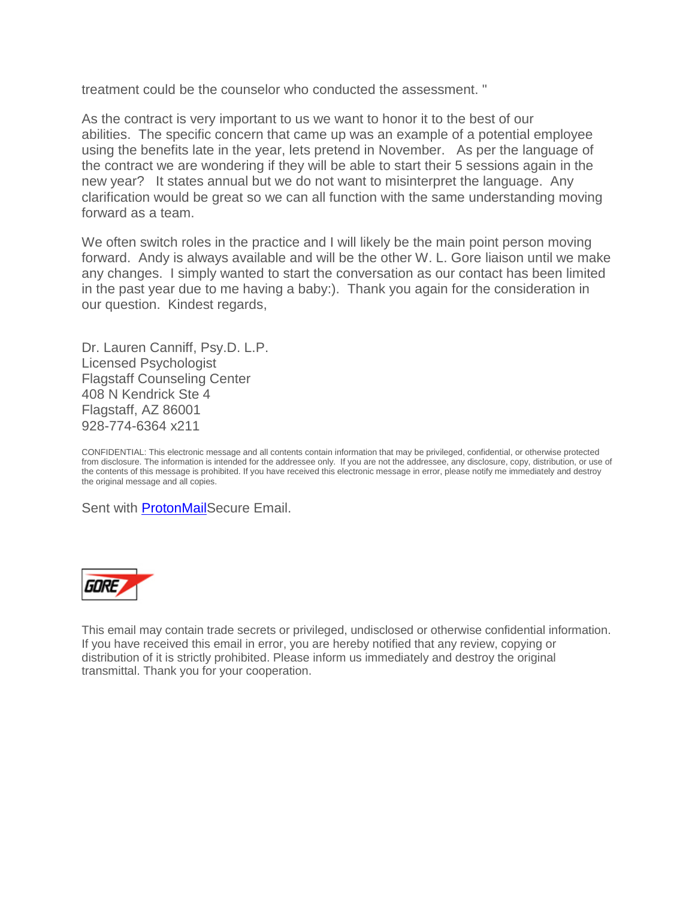treatment could be the counselor who conducted the assessment. "

As the contract is very important to us we want to honor it to the best of our abilities. The specific concern that came up was an example of a potential employee using the benefits late in the year, lets pretend in November. As per the language of the contract we are wondering if they will be able to start their 5 sessions again in the new year? It states annual but we do not want to misinterpret the language. Any clarification would be great so we can all function with the same understanding moving forward as a team.

We often switch roles in the practice and I will likely be the main point person moving forward. Andy is always available and will be the other W. L. Gore liaison until we make any changes. I simply wanted to start the conversation as our contact has been limited in the past year due to me having a baby:). Thank you again for the consideration in our question. Kindest regards,

Dr. Lauren Canniff, Psy.D. L.P.
Licensed Psychologist
Flagstaff Counseling Center
408 N Kendrick Ste 4
Flagstaff, AZ 86001
928-774-6364 x211

CONFIDENTIAL: This electronic message and all contents contain information that may be privileged, confidential, or otherwise protected from disclosure. The information is intended for the addressee only. If you are not the addressee, any disclosure, copy, distribution, or use of the contents of this message is prohibited. If you have received this electronic message in error, please notify me immediately and destroy the original message and all copies.

Sent with ProtonMailSecure Email.

GORE

This email may contain trade secrets or privileged, undisclosed or otherwise confidential information. If you have received this email in error, you are hereby notified that any review, copying or distribution of it is strictly prohibited. Please inform us immediately and destroy the original transmittal. Thank you for your cooperation.